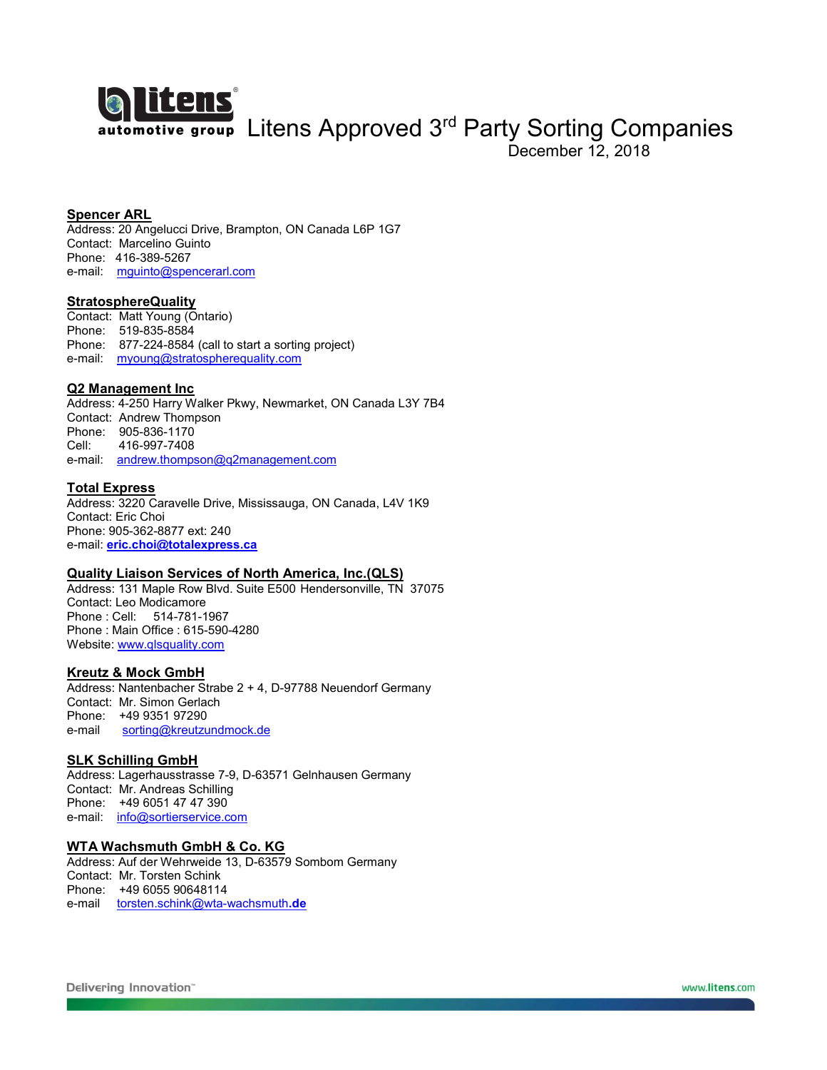# Litens Approved 3rd Party Sorting Companies

December 12, 2018

**Spencer ARL**
Address: 20 Angelucci Drive, Brampton, ON Canada L6P 1G7
Contact: Marcelino Guinto
Phone: 416-389-5267
e-mail: mguinto@spencerarl.com

**StratosphereQuality**
Contact: Matt Young (Ontario)
Phone: 519-835-8584
Phone: 877-224-8584 (call to start a sorting project)
e-mail: myoung@stratospherequality.com

**Q2 Management Inc**
Address: 4-250 Harry Walker Pkwy, Newmarket, ON Canada L3Y 7B4
Contact: Andrew Thompson
Phone: 905-836-1170
Cell: 416-997-7408
e-mail: andrew.thompson@q2management.com

**Total Express**
Address: 3220 Caravelle Drive, Mississauga, ON Canada, L4V 1K9
Contact: Eric Choi
Phone: 905-362-8877 ext: 240
e-mail: **eric.choi@totalexpress.ca**

**Quality Liaison Services of North America, Inc.(QLS)**
Address: 131 Maple Row Blvd. Suite E500 Hendersonville, TN 37075
Contact: Leo Modicamore
Phone : Cell: 514-781-1967
Phone : Main Office : 615-590-4280
Website: www.qlsquality.com

**Kreutz & Mock GmbH**
Address: Nantenbacher Strabe 2 + 4, D-97788 Neuendorf Germany
Contact: Mr. Simon Gerlach
Phone: +49 9351 97290
e-mail sorting@kreutzundmock.de

**SLK Schilling GmbH**
Address: Lagerhausstrasse 7-9, D-63571 Gelnhausen Germany
Contact: Mr. Andreas Schilling
Phone: +49 6051 47 47 390
e-mail: info@sortierservice.com

**WTA Wachsmuth GmbH & Co. KG**
Address: Auf der Wehrweide 13, D-63579 Sombom Germany
Contact: Mr. Torsten Schink
Phone: +49 6055 90648114
e-mail torsten.schink@wta-wachsmuth.de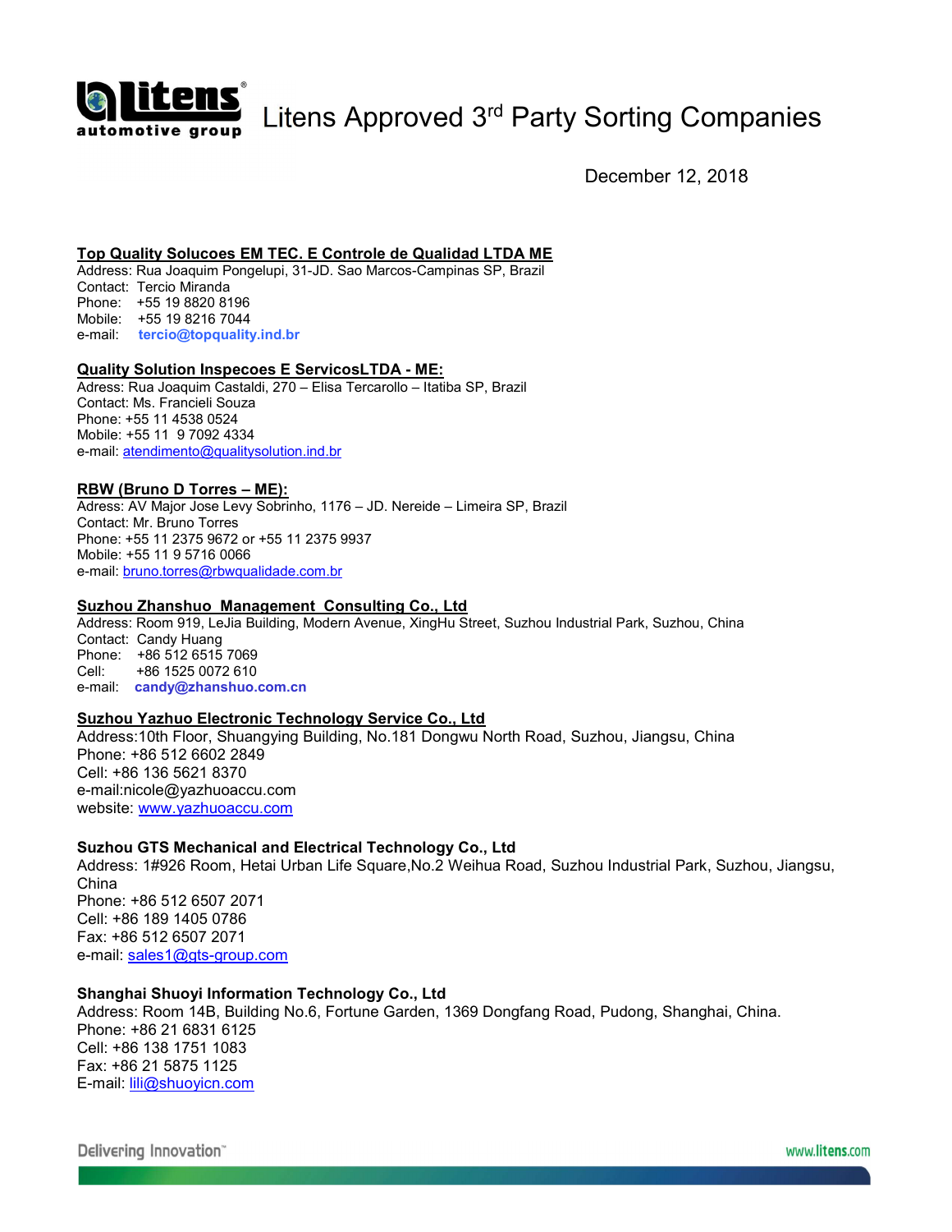# Litens Approved 3rd Party Sorting Companies

December 12, 2018

**Top Quality Solucoes EM TEC. E Controle de Qualidad LTDA ME**
Address: Rua Joaquim Pongelupi, 31-JD. Sao Marcos-Campinas SP, Brazil
Contact: Tercio Miranda
Phone: +55 19 8820 8196
Mobile: +55 19 8216 7044
e-mail: **tercio@topquality.ind.br**

**Quality Solution Inspecoes E ServicosLTDA - ME:**
Adress: Rua Joaquim Castaldi, 270 – Elisa Tercarollo – Itatiba SP, Brazil
Contact: Ms. Francieli Souza
Phone: +55 11 4538 0524
Mobile: +55 11 9 7092 4334
e-mail: atendimento@qualitysolution.ind.br

**RBW (Bruno D Torres – ME):**
Adress: AV Major Jose Levy Sobrinho, 1176 – JD. Nereide – Limeira SP, Brazil
Contact: Mr. Bruno Torres
Phone: +55 11 2375 9672 or +55 11 2375 9937
Mobile: +55 11 9 5716 0066
e-mail: bruno.torres@rbwqualidade.com.br

**Suzhou Zhanshuo Management Consulting Co., Ltd**
Address: Room 919, LeJia Building, Modern Avenue, XingHu Street, Suzhou Industrial Park, Suzhou, China
Contact: Candy Huang
Phone: +86 512 6515 7069
Cell: +86 1525 0072 610
e-mail: **candy@zhanshuo.com.cn**

**Suzhou Yazhuo Electronic Technology Service Co., Ltd**
Address:10th Floor, Shuangying Building, No.181 Dongwu North Road, Suzhou, Jiangsu, China
Phone: +86 512 6602 2849
Cell: +86 136 5621 8370
e-mail:nicole@yazhuoaccu.com
website: www.yazhuoaccu.com

**Suzhou GTS Mechanical and Electrical Technology Co., Ltd**
Address: 1#926 Room, Hetai Urban Life Square,No.2 Weihua Road, Suzhou Industrial Park, Suzhou, Jiangsu, China
Phone: +86 512 6507 2071
Cell: +86 189 1405 0786
Fax: +86 512 6507 2071
e-mail: sales1@gts-group.com

**Shanghai Shuoyi Information Technology Co., Ltd**
Address: Room 14B, Building No.6, Fortune Garden, 1369 Dongfang Road, Pudong, Shanghai, China.
Phone: +86 21 6831 6125
Cell: +86 138 1751 1083
Fax: +86 21 5875 1125
E-mail: lili@shuoyicn.com